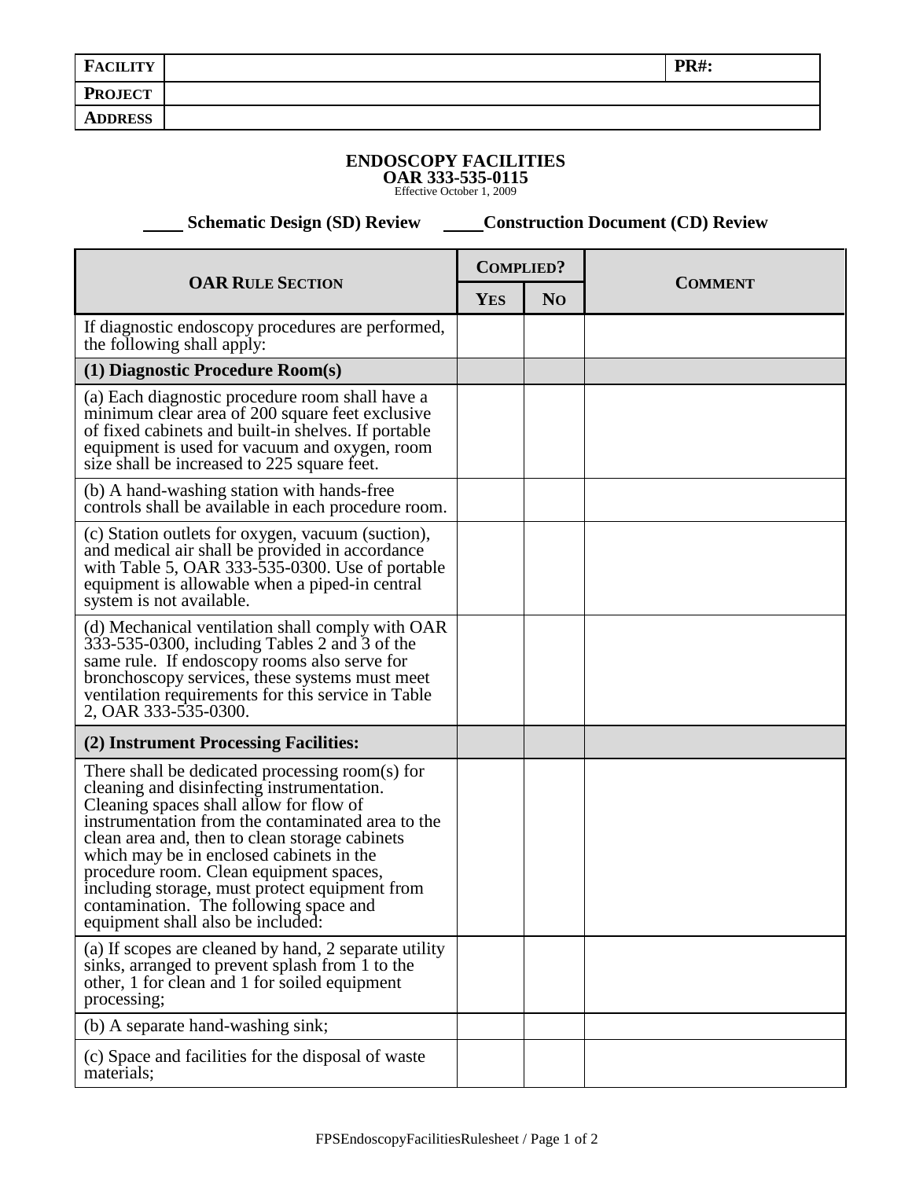| **FACILITY** | | **PR#:** |
|---|---|---|
| **PROJECT** | | |
| **ADDRESS** | | |

**ENDOSCOPY FACILITIES**
**OAR 333-535-0115**
Effective October 1, 2009

_____ **Schematic Design (SD) Review** _____ **Construction Document (CD) Review**

| **OAR RULE SECTION** | **COMPLIED?** | | **COMMENT** |
|---|---|---|---|
| | **YES** | **NO** | |
| If diagnostic endoscopy procedures are performed, the following shall apply: | | | |
| **(1) Diagnostic Procedure Room(s)** | | | |
| (a) Each diagnostic procedure room shall have a minimum clear area of 200 square feet exclusive of fixed cabinets and built-in shelves. If portable equipment is used for vacuum and oxygen, room size shall be increased to 225 square feet. | | | |
| (b) A hand-washing station with hands-free controls shall be available in each procedure room. | | | |
| (c) Station outlets for oxygen, vacuum (suction), and medical air shall be provided in accordance with Table 5, OAR 333-535-0300. Use of portable equipment is allowable when a piped-in central system is not available. | | | |
| (d) Mechanical ventilation shall comply with OAR 333-535-0300, including Tables 2 and 3 of the same rule. If endoscopy rooms also serve for bronchoscopy services, these systems must meet ventilation requirements for this service in Table 2, OAR 333-535-0300. | | | |
| **(2) Instrument Processing Facilities:** | | | |
| There shall be dedicated processing room(s) for cleaning and disinfecting instrumentation. Cleaning spaces shall allow for flow of instrumentation from the contaminated area to the clean area and, then to clean storage cabinets which may be in enclosed cabinets in the procedure room. Clean equipment spaces, including storage, must protect equipment from contamination. The following space and equipment shall also be included: | | | |
| (a) If scopes are cleaned by hand, 2 separate utility sinks, arranged to prevent splash from 1 to the other, 1 for clean and 1 for soiled equipment processing; | | | |
| (b) A separate hand-washing sink; | | | |
| (c) Space and facilities for the disposal of waste materials; | | | |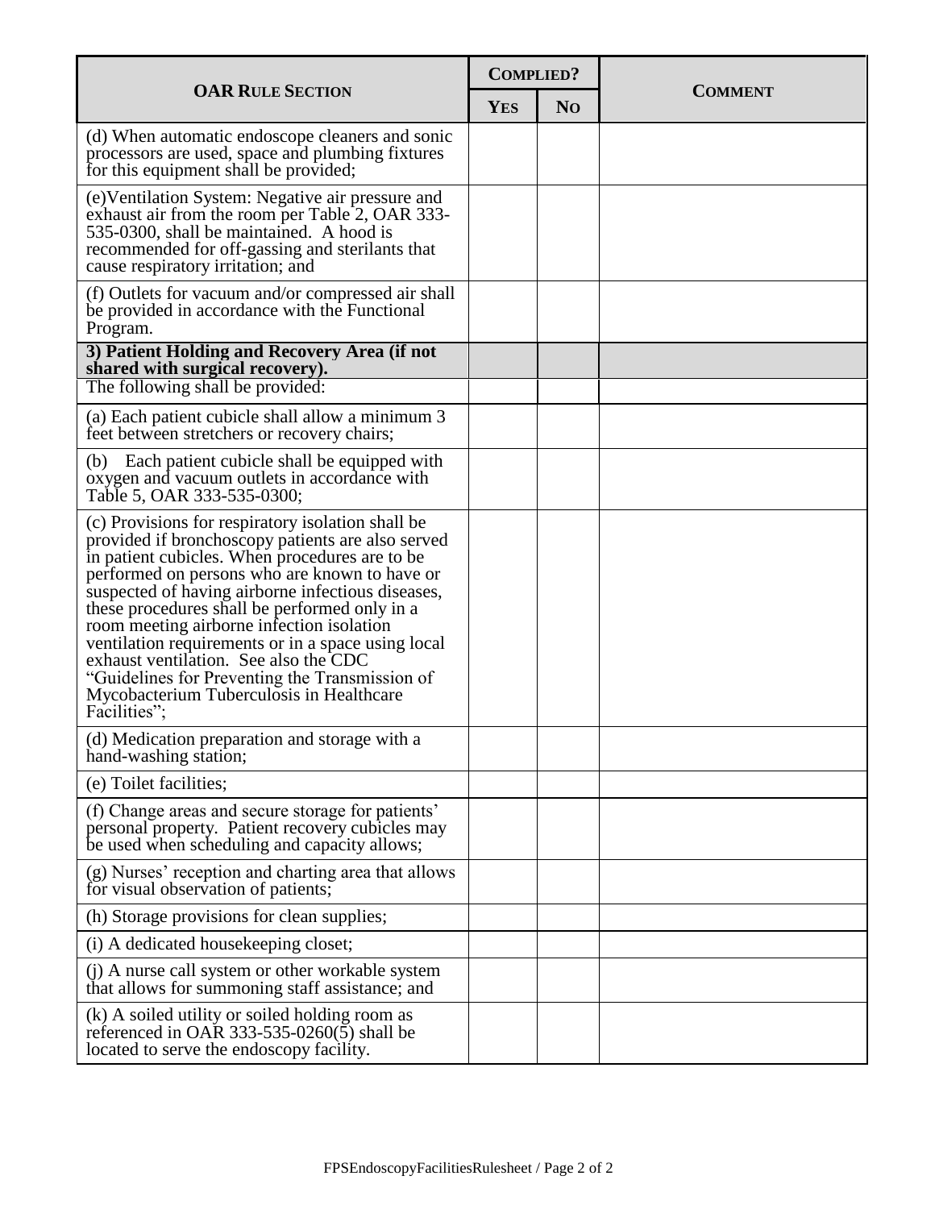| OAR RULE SECTION | COMPLIED? | | COMMENT |
|---|---|---|---|
| | YES | NO | |
| (d) When automatic endoscope cleaners and sonic processors are used, space and plumbing fixtures for this equipment shall be provided; | | | |
| (e)Ventilation System: Negative air pressure and exhaust air from the room per Table 2, OAR 333-535-0300, shall be maintained. A hood is recommended for off-gassing and sterilants that cause respiratory irritation; and | | | |
| (f) Outlets for vacuum and/or compressed air shall be provided in accordance with the Functional Program. | | | |
| **3) Patient Holding and Recovery Area (if not shared with surgical recovery).** | | | |
| The following shall be provided: | | | |
| (a) Each patient cubicle shall allow a minimum 3 feet between stretchers or recovery chairs; | | | |
| (b) Each patient cubicle shall be equipped with oxygen and vacuum outlets in accordance with Table 5, OAR 333-535-0300; | | | |
| (c) Provisions for respiratory isolation shall be provided if bronchoscopy patients are also served in patient cubicles. When procedures are to be performed on persons who are known to have or suspected of having airborne infectious diseases, these procedures shall be performed only in a room meeting airborne infection isolation ventilation requirements or in a space using local exhaust ventilation. See also the CDC "Guidelines for Preventing the Transmission of Mycobacterium Tuberculosis in Healthcare Facilities"; | | | |
| (d) Medication preparation and storage with a hand-washing station; | | | |
| (e) Toilet facilities; | | | |
| (f) Change areas and secure storage for patients' personal property. Patient recovery cubicles may be used when scheduling and capacity allows; | | | |
| (g) Nurses' reception and charting area that allows for visual observation of patients; | | | |
| (h) Storage provisions for clean supplies; | | | |
| (i) A dedicated housekeeping closet; | | | |
| (j) A nurse call system or other workable system that allows for summoning staff assistance; and | | | |
| (k) A soiled utility or soiled holding room as referenced in OAR 333-535-0260(5) shall be located to serve the endoscopy facility. | | | |